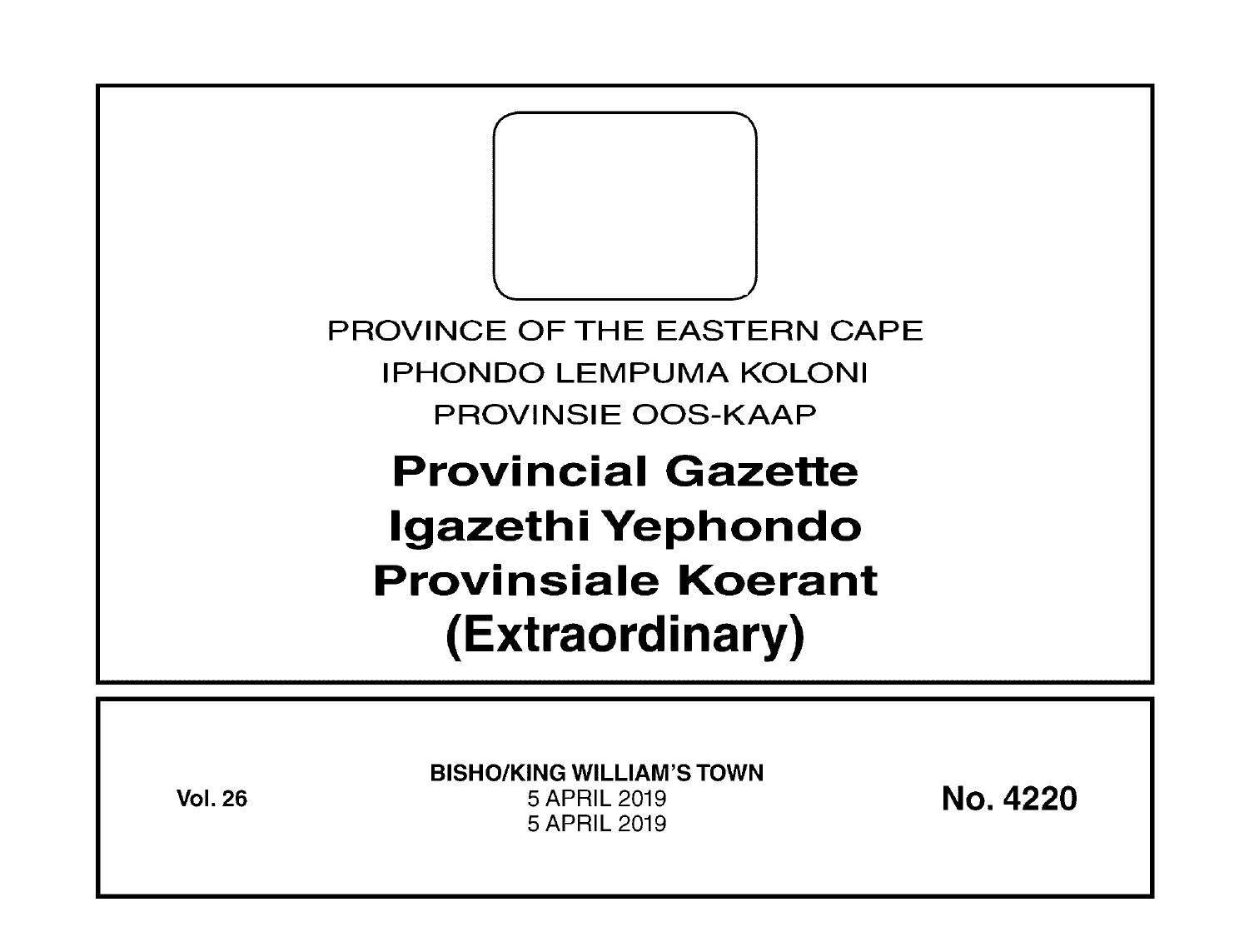PROVINCE OF THE EASTERN CAPE

IPHONDO LEMPUMA KOLONI

PROVINSIE OOS-KAAP

# Provincial Gazette
# Igazethi Yephondo
# Provinsiale Koerant
# (Extraordinary)

**Vol. 26**

**BISHO/KING WILLIAM'S TOWN**

5 APRIL 2019

5 APRIL 2019

**No. 4220**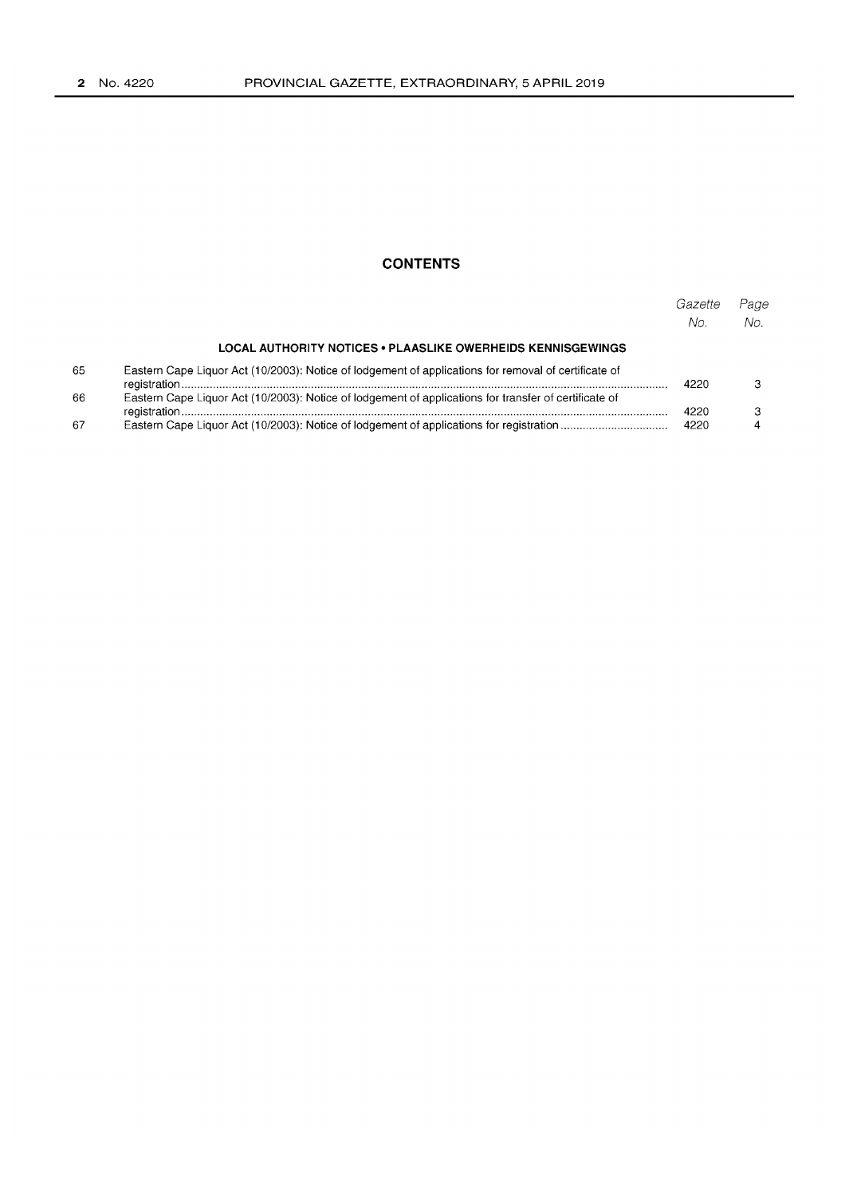## CONTENTS

| | | Gazette No. | Page No. |
|---|---|---|---|
| | **LOCAL AUTHORITY NOTICES • PLAASLIKE OWERHEIDS KENNISGEWINGS** | | |
| 65 | Eastern Cape Liquor Act (10/2003): Notice of lodgement of applications for removal of certificate of registration | 4220 | 3 |
| 66 | Eastern Cape Liquor Act (10/2003): Notice of lodgement of applications for transfer of certificate of registration | 4220 | 3 |
| 67 | Eastern Cape Liquor Act (10/2003): Notice of lodgement of applications for registration | 4220 | 4 |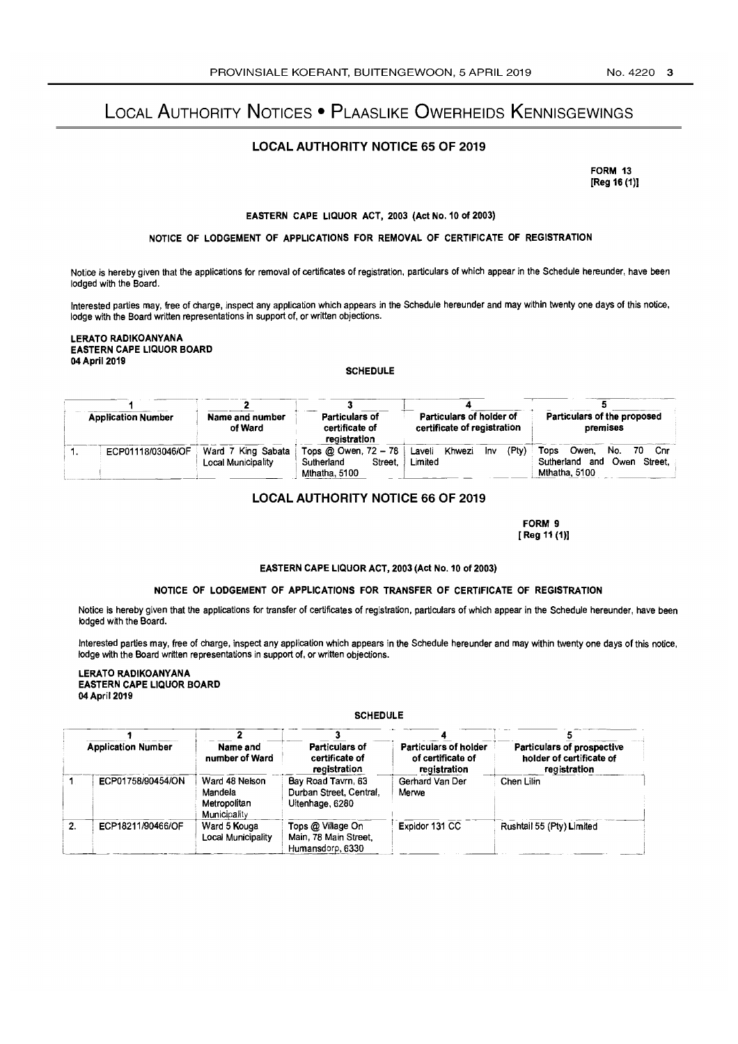# Local Authority Notices • Plaaslike Owerheids Kennisgewings

## LOCAL AUTHORITY NOTICE 65 OF 2019

**FORM 13**
**[Reg 16 (1)]**

**EASTERN CAPE LIQUOR ACT, 2003 (Act No. 10 of 2003)**

**NOTICE OF LODGEMENT OF APPLICATIONS FOR REMOVAL OF CERTIFICATE OF REGISTRATION**

Notice is hereby given that the applications for removal of certificates of registration, particulars of which appear in the Schedule hereunder, have been lodged with the Board.

Interested parties may, free of charge, inspect any application which appears in the Schedule hereunder and may within twenty one days of this notice, lodge with the Board written representations in support of, or written objections.

**LERATO RADIKOANYANA**
**EASTERN CAPE LIQUOR BOARD**
**04 April 2019**

**SCHEDULE**

| | 1 | 2 | 3 | 4 | 5 |
|---|---|---|---|---|---|
| | **Application Number** | **Name and number of Ward** | **Particulars of certificate of registration** | **Particulars of holder of certificate of registration** | **Particulars of the proposed premises** |
| 1. | ECP01118/03046/OF | Ward 7 King Sabata Local Municipality | Tops @ Owen, 72 – 78 Sutherland Street, Mthatha, 5100 | Laveli Khwezi Inv (Pty) Limited | Tops Owen, No. 70 Cnr Sutherland and Owen Street, Mthatha, 5100 |

## LOCAL AUTHORITY NOTICE 66 OF 2019

**FORM 9**
**[ Reg 11 (1)]**

**EASTERN CAPE LIQUOR ACT, 2003 (Act No. 10 of 2003)**

**NOTICE OF LODGEMENT OF APPLICATIONS FOR TRANSFER OF CERTIFICATE OF REGISTRATION**

Notice is hereby given that the applications for transfer of certificates of registration, particulars of which appear in the Schedule hereunder, have been lodged with the Board.

Interested parties may, free of charge, inspect any application which appears in the Schedule hereunder and may within twenty one days of this notice, lodge with the Board written representations in support of, or written objections.

**LERATO RADIKOANYANA**
**EASTERN CAPE LIQUOR BOARD**
**04 April 2019**

**SCHEDULE**

| | 1 | 2 | 3 | 4 | 5 |
|---|---|---|---|---|---|
| | **Application Number** | **Name and number of Ward** | **Particulars of certificate of registration** | **Particulars of holder of certificate of registration** | **Particulars of prospective holder of certificate of registration** |
| 1 | ECP01758/90454/ON | Ward 48 Nelson Mandela Metropolitan Municipality | Bay Road Tavrn, 63 Durban Street, Central, Uitenhage, 6280 | Gerhard Van Der Merwe | Chen Lilin |
| 2. | ECP18211/90466/OF | Ward 5 Kouga Local Municipality | Tops @ Village On Main, 78 Main Street, Humansdorp, 6330 | Expidor 131 CC | Rushtail 55 (Pty) Limited |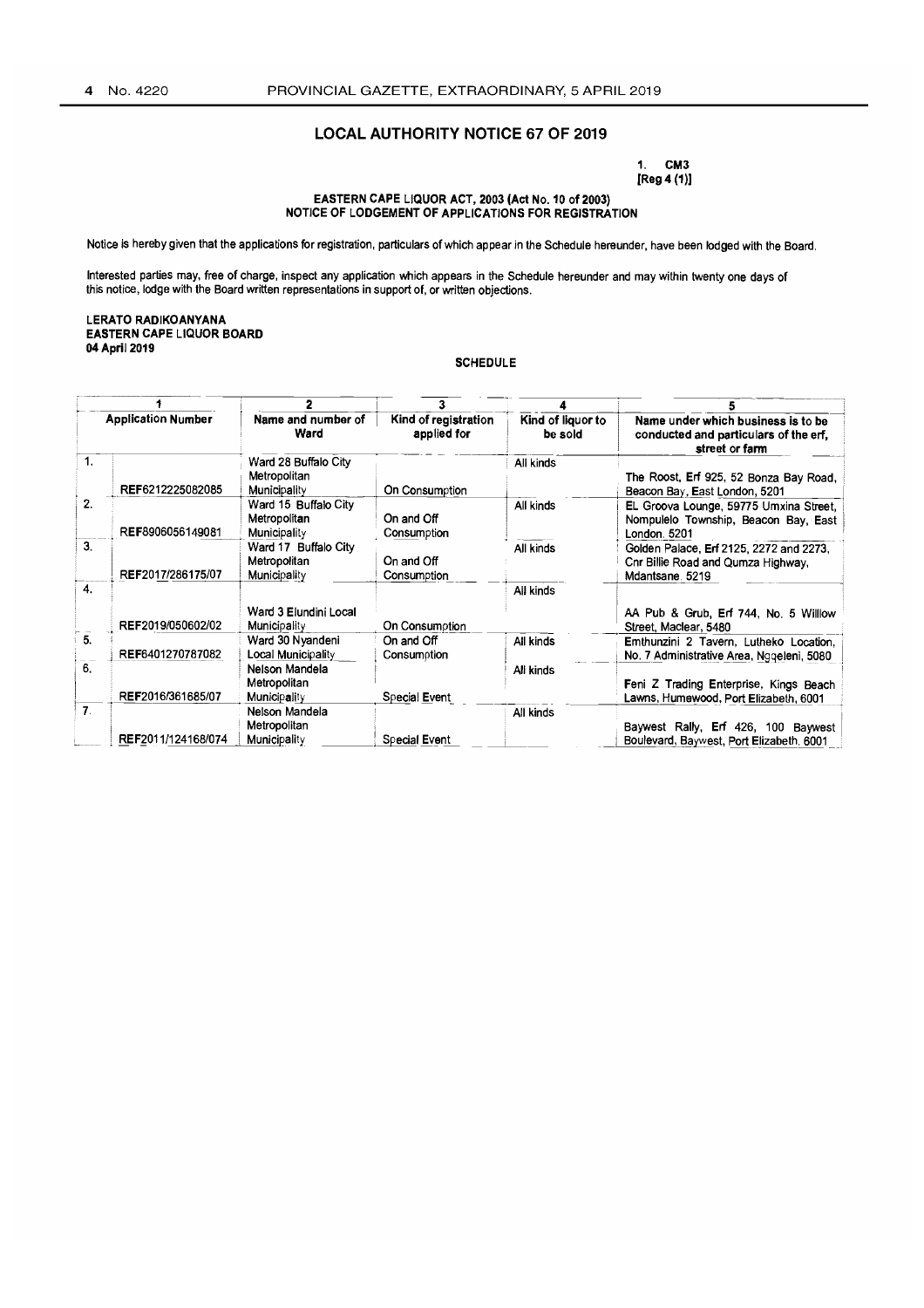## LOCAL AUTHORITY NOTICE 67 OF 2019

1. CM3
[Reg 4 (1)]

### EASTERN CAPE LIQUOR ACT, 2003 (Act No. 10 of 2003)
### NOTICE OF LODGEMENT OF APPLICATIONS FOR REGISTRATION

Notice is hereby given that the applications for registration, particulars of which appear in the Schedule hereunder, have been lodged with the Board.

Interested parties may, free of charge, inspect any application which appears in the Schedule hereunder and may within twenty one days of this notice, lodge with the Board written representations in support of, or written objections.

**LERATO RADIKOANYANA**
**EASTERN CAPE LIQUOR BOARD**
**04 April 2019**

**SCHEDULE**

| 1 | | 2 | 3 | 4 | 5 |
|---|---|---|---|---|---|
| Application Number | | Name and number of Ward | Kind of registration applied for | Kind of liquor to be sold | Name under which business is to be conducted and particulars of the erf, street or farm |
| 1. | REF6212225082085 | Ward 28 Buffalo City Metropolitan Municipality | On Consumption | All kinds | The Roost, Erf 925, 52 Bonza Bay Road, Beacon Bay, East London, 5201 |
| 2. | REF8906056149081 | Ward 15 Buffalo City Metropolitan Municipality | On and Off Consumption | All kinds | EL Groova Lounge, 59775 Umxina Street, Nompulelo Township, Beacon Bay, East London, 5201 |
| 3. | REF2017/286175/07 | Ward 17 Buffalo City Metropolitan Municipality | On and Off Consumption | All kinds | Golden Palace, Erf 2125, 2272 and 2273, Cnr Billie Road and Qumza Highway, Mdantsane, 5219 |
| 4. | REF2019/050602/02 | Ward 3 Elundini Local Municipality | On Consumption | All kinds | AA Pub & Grub, Erf 744, No. 5 Willow Street, Maclear, 5480 |
| 5. | REF6401270787082 | Ward 30 Nyandeni Local Municipality | On and Off Consumption | All kinds | Emthunzini 2 Tavern, Lutheko Location, No. 7 Administrative Area, Ngqeleni, 5080 |
| 6. | REF2016/361685/07 | Nelson Mandela Metropolitan Municipality | Special Event | All kinds | Feni Z Trading Enterprise, Kings Beach Lawns, Humewood, Port Elizabeth, 6001 |
| 7. | REF2011/124168/074 | Nelson Mandela Metropolitan Municipality | Special Event | All kinds | Baywest Rally, Erf 426, 100 Baywest Boulevard, Baywest, Port Elizabeth, 6001 |